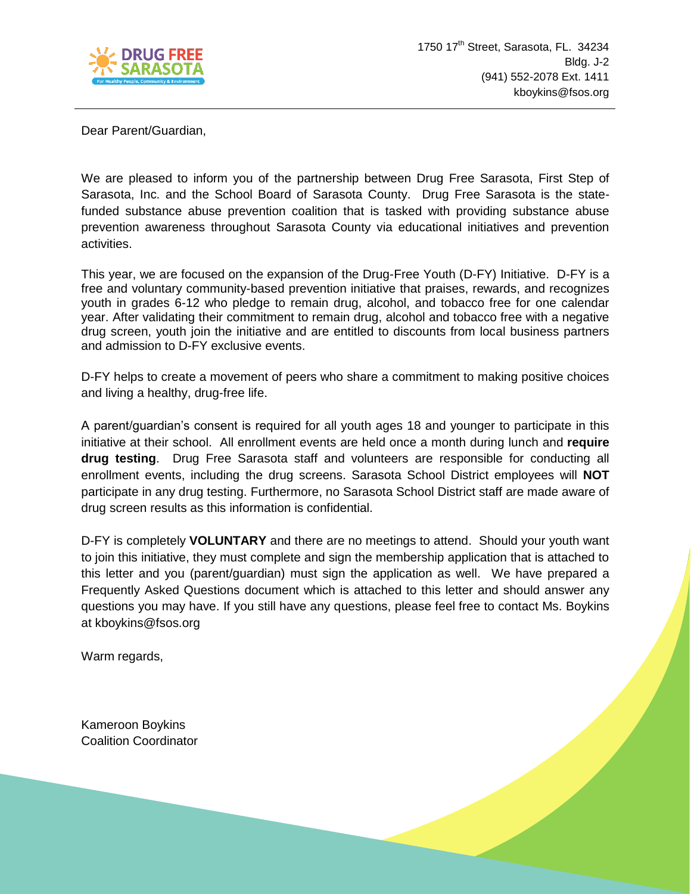1750 17th Street, Sarasota, FL. 34234
Bldg. J-2
(941) 552-2078 Ext. 1411
kboykins@fsos.org

Dear Parent/Guardian,

We are pleased to inform you of the partnership between Drug Free Sarasota, First Step of Sarasota, Inc. and the School Board of Sarasota County. Drug Free Sarasota is the state-funded substance abuse prevention coalition that is tasked with providing substance abuse prevention awareness throughout Sarasota County via educational initiatives and prevention activities.

This year, we are focused on the expansion of the Drug-Free Youth (D-FY) Initiative. D-FY is a free and voluntary community-based prevention initiative that praises, rewards, and recognizes youth in grades 6-12 who pledge to remain drug, alcohol, and tobacco free for one calendar year. After validating their commitment to remain drug, alcohol and tobacco free with a negative drug screen, youth join the initiative and are entitled to discounts from local business partners and admission to D-FY exclusive events.

D-FY helps to create a movement of peers who share a commitment to making positive choices and living a healthy, drug-free life.

A parent/guardian's consent is required for all youth ages 18 and younger to participate in this initiative at their school. All enrollment events are held once a month during lunch and **require drug testing**. Drug Free Sarasota staff and volunteers are responsible for conducting all enrollment events, including the drug screens. Sarasota School District employees will **NOT** participate in any drug testing. Furthermore, no Sarasota School District staff are made aware of drug screen results as this information is confidential.

D-FY is completely **VOLUNTARY** and there are no meetings to attend. Should your youth want to join this initiative, they must complete and sign the membership application that is attached to this letter and you (parent/guardian) must sign the application as well. We have prepared a Frequently Asked Questions document which is attached to this letter and should answer any questions you may have. If you still have any questions, please feel free to contact Ms. Boykins at kboykins@fsos.org

Warm regards,

Kameroon Boykins
Coalition Coordinator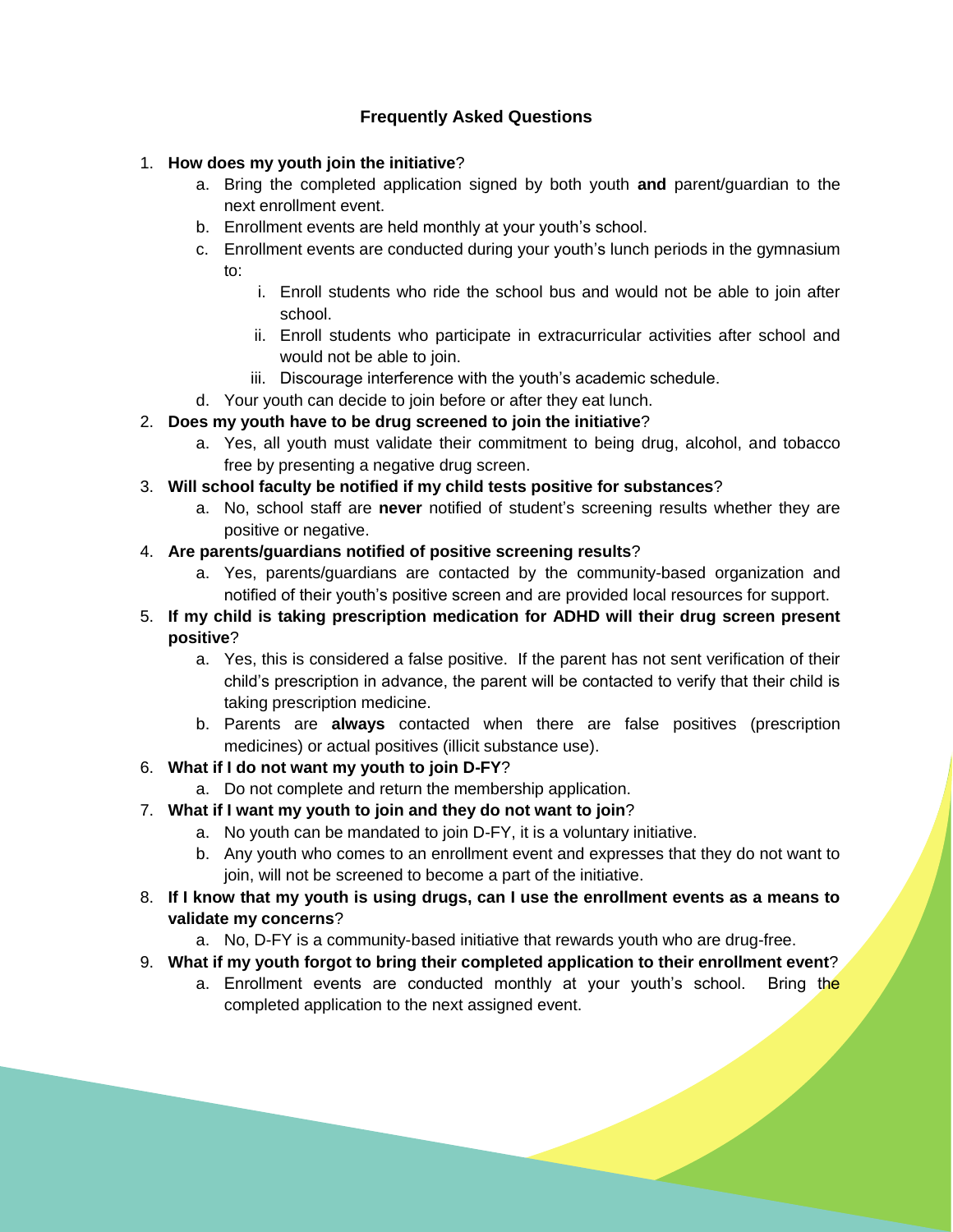## Frequently Asked Questions

1. **How does my youth join the initiative**?
    a. Bring the completed application signed by both youth **and** parent/guardian to the next enrollment event.
    b. Enrollment events are held monthly at your youth's school.
    c. Enrollment events are conducted during your youth's lunch periods in the gymnasium to:
        i. Enroll students who ride the school bus and would not be able to join after school.
        ii. Enroll students who participate in extracurricular activities after school and would not be able to join.
        iii. Discourage interference with the youth's academic schedule.
    d. Your youth can decide to join before or after they eat lunch.
2. **Does my youth have to be drug screened to join the initiative**?
    a. Yes, all youth must validate their commitment to being drug, alcohol, and tobacco free by presenting a negative drug screen.
3. **Will school faculty be notified if my child tests positive for substances**?
    a. No, school staff are **never** notified of student's screening results whether they are positive or negative.
4. **Are parents/guardians notified of positive screening results**?
    a. Yes, parents/guardians are contacted by the community-based organization and notified of their youth's positive screen and are provided local resources for support.
5. **If my child is taking prescription medication for ADHD will their drug screen present positive**?
    a. Yes, this is considered a false positive. If the parent has not sent verification of their child's prescription in advance, the parent will be contacted to verify that their child is taking prescription medicine.
    b. Parents are **always** contacted when there are false positives (prescription medicines) or actual positives (illicit substance use).
6. **What if I do not want my youth to join D-FY**?
    a. Do not complete and return the membership application.
7. **What if I want my youth to join and they do not want to join**?
    a. No youth can be mandated to join D-FY, it is a voluntary initiative.
    b. Any youth who comes to an enrollment event and expresses that they do not want to join, will not be screened to become a part of the initiative.
8. **If I know that my youth is using drugs, can I use the enrollment events as a means to validate my concerns**?
    a. No, D-FY is a community-based initiative that rewards youth who are drug-free.
9. **What if my youth forgot to bring their completed application to their enrollment event**?
    a. Enrollment events are conducted monthly at your youth's school. Bring the completed application to the next assigned event.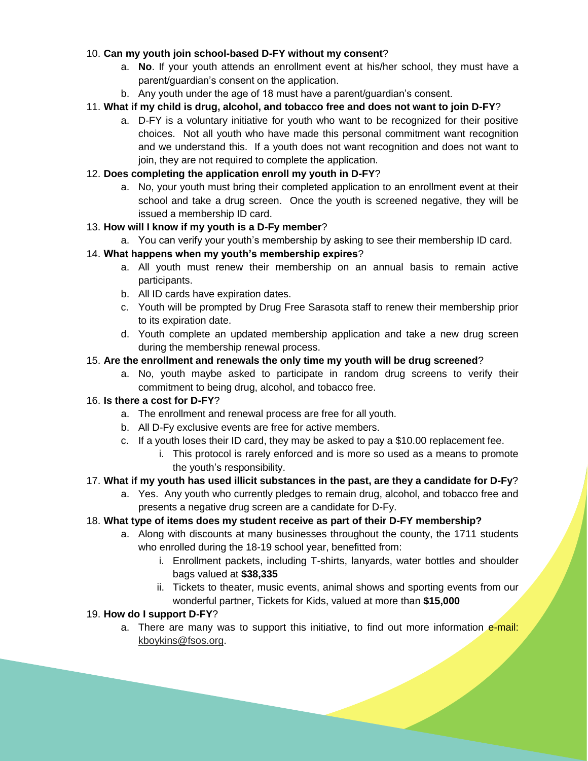10. **Can my youth join school-based D-FY without my consent**?
    a. **No**. If your youth attends an enrollment event at his/her school, they must have a parent/guardian's consent on the application.
    b. Any youth under the age of 18 must have a parent/guardian's consent.
11. **What if my child is drug, alcohol, and tobacco free and does not want to join D-FY**?
    a. D-FY is a voluntary initiative for youth who want to be recognized for their positive choices. Not all youth who have made this personal commitment want recognition and we understand this. If a youth does not want recognition and does not want to join, they are not required to complete the application.
12. **Does completing the application enroll my youth in D-FY**?
    a. No, your youth must bring their completed application to an enrollment event at their school and take a drug screen. Once the youth is screened negative, they will be issued a membership ID card.
13. **How will I know if my youth is a D-Fy member**?
    a. You can verify your youth's membership by asking to see their membership ID card.
14. **What happens when my youth's membership expires**?
    a. All youth must renew their membership on an annual basis to remain active participants.
    b. All ID cards have expiration dates.
    c. Youth will be prompted by Drug Free Sarasota staff to renew their membership prior to its expiration date.
    d. Youth complete an updated membership application and take a new drug screen during the membership renewal process.
15. **Are the enrollment and renewals the only time my youth will be drug screened**?
    a. No, youth maybe asked to participate in random drug screens to verify their commitment to being drug, alcohol, and tobacco free.
16. **Is there a cost for D-FY**?
    a. The enrollment and renewal process are free for all youth.
    b. All D-Fy exclusive events are free for active members.
    c. If a youth loses their ID card, they may be asked to pay a $10.00 replacement fee.
        i. This protocol is rarely enforced and is more so used as a means to promote the youth's responsibility.
17. **What if my youth has used illicit substances in the past, are they a candidate for D-Fy**?
    a. Yes. Any youth who currently pledges to remain drug, alcohol, and tobacco free and presents a negative drug screen are a candidate for D-Fy.
18. **What type of items does my student receive as part of their D-FY membership?**
    a. Along with discounts at many businesses throughout the county, the 1711 students who enrolled during the 18-19 school year, benefitted from:
        i. Enrollment packets, including T-shirts, lanyards, water bottles and shoulder bags valued at **$38,335**
        ii. Tickets to theater, music events, animal shows and sporting events from our wonderful partner, Tickets for Kids, valued at more than **$15,000**
19. **How do I support D-FY**?
    a. There are many was to support this initiative, to find out more information e-mail: kboykins@fsos.org.